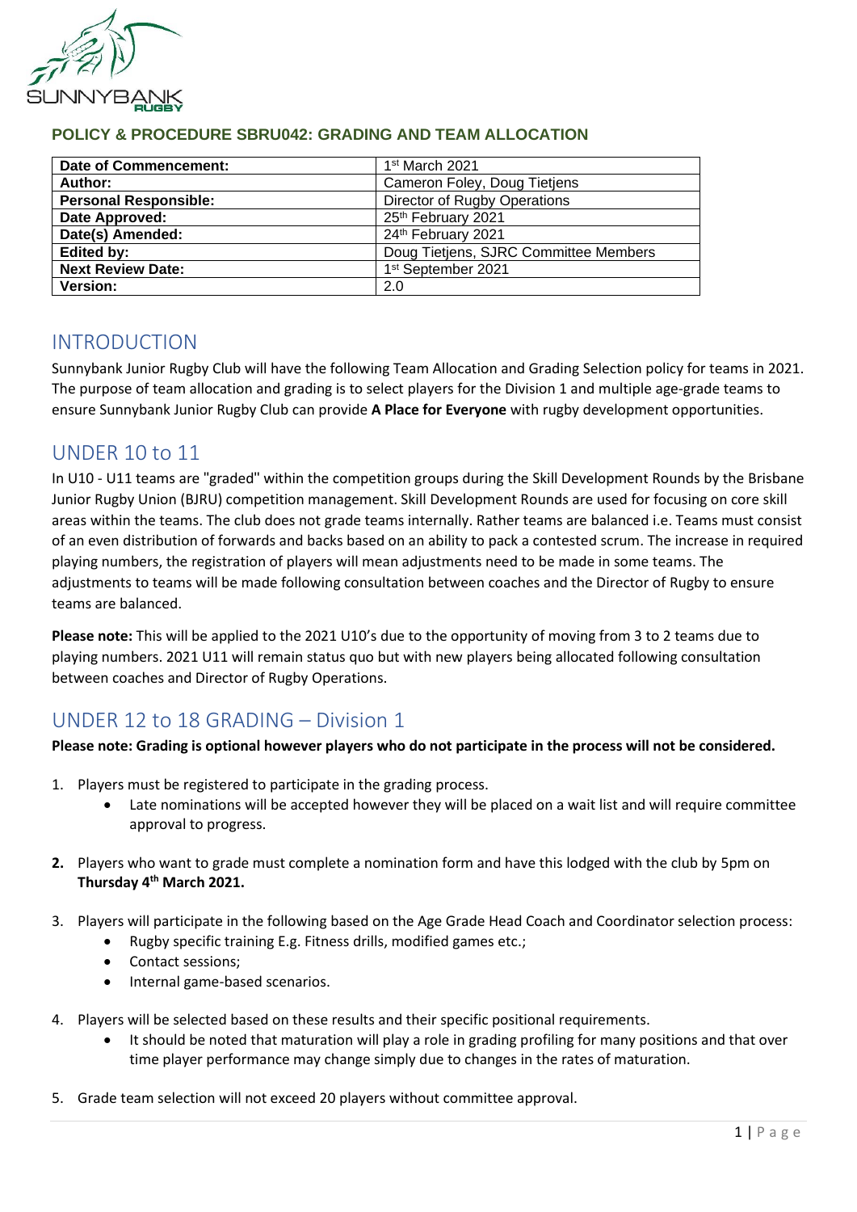## POLICY & PROCEDURE SBRU042: GRADING AND TEAM ALLOCATION

| Date of Commencement: | 1st March 2021 |
|---|---|
| Author: | Cameron Foley, Doug Tietjens |
| Personal Responsible: | Director of Rugby Operations |
| Date Approved: | 25th February 2021 |
| Date(s) Amended: | 24th February 2021 |
| Edited by: | Doug Tietjens, SJRC Committee Members |
| Next Review Date: | 1st September 2021 |
| Version: | 2.0 |

# INTRODUCTION

Sunnybank Junior Rugby Club will have the following Team Allocation and Grading Selection policy for teams in 2021. The purpose of team allocation and grading is to select players for the Division 1 and multiple age-grade teams to ensure Sunnybank Junior Rugby Club can provide **A Place for Everyone** with rugby development opportunities.

# UNDER 10 to 11

In U10 - U11 teams are "graded" within the competition groups during the Skill Development Rounds by the Brisbane Junior Rugby Union (BJRU) competition management. Skill Development Rounds are used for focusing on core skill areas within the teams. The club does not grade teams internally. Rather teams are balanced i.e. Teams must consist of an even distribution of forwards and backs based on an ability to pack a contested scrum. The increase in required playing numbers, the registration of players will mean adjustments need to be made in some teams. The adjustments to teams will be made following consultation between coaches and the Director of Rugby to ensure teams are balanced.

**Please note:** This will be applied to the 2021 U10's due to the opportunity of moving from 3 to 2 teams due to playing numbers. 2021 U11 will remain status quo but with new players being allocated following consultation between coaches and Director of Rugby Operations.

# UNDER 12 to 18 GRADING – Division 1

**Please note: Grading is optional however players who do not participate in the process will not be considered.**

1. Players must be registered to participate in the grading process.
    - Late nominations will be accepted however they will be placed on a wait list and will require committee approval to progress.
2. Players who want to grade must complete a nomination form and have this lodged with the club by 5pm on **Thursday 4th March 2021.**
3. Players will participate in the following based on the Age Grade Head Coach and Coordinator selection process:
    - Rugby specific training E.g. Fitness drills, modified games etc.;
    - Contact sessions;
    - Internal game-based scenarios.
4. Players will be selected based on these results and their specific positional requirements.
    - It should be noted that maturation will play a role in grading profiling for many positions and that over time player performance may change simply due to changes in the rates of maturation.
5. Grade team selection will not exceed 20 players without committee approval.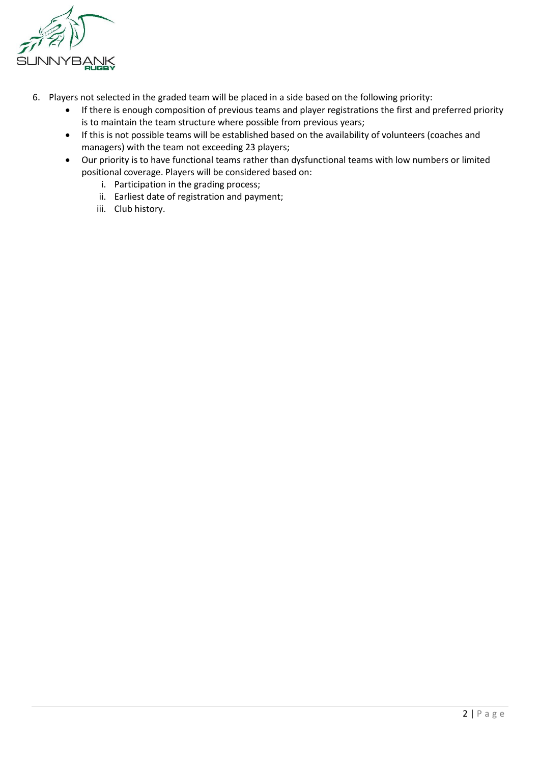6. Players not selected in the graded team will be placed in a side based on the following priority:
    - If there is enough composition of previous teams and player registrations the first and preferred priority is to maintain the team structure where possible from previous years;
    - If this is not possible teams will be established based on the availability of volunteers (coaches and managers) with the team not exceeding 23 players;
    - Our priority is to have functional teams rather than dysfunctional teams with low numbers or limited positional coverage. Players will be considered based on:
        i. Participation in the grading process;
        ii. Earliest date of registration and payment;
        iii. Club history.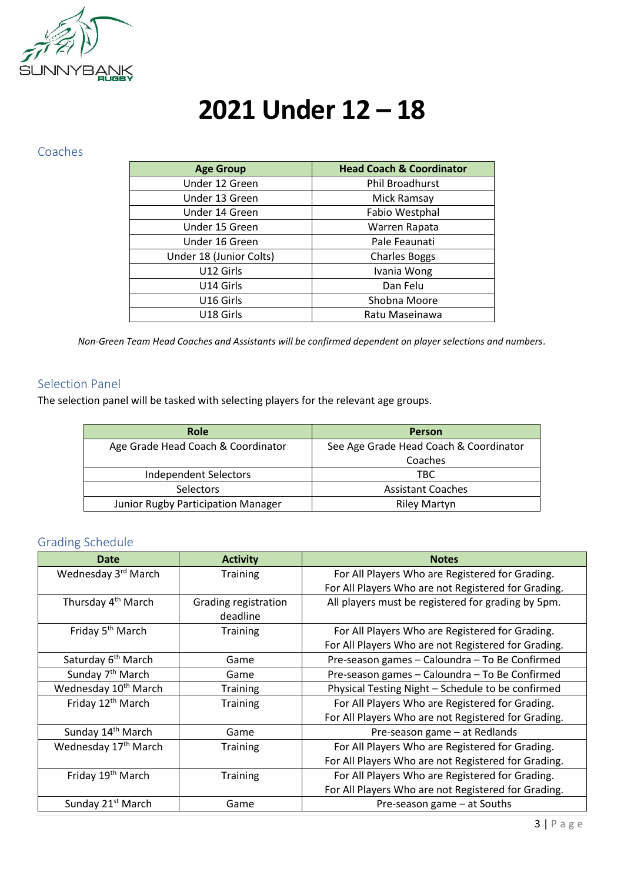# 2021 Under 12 – 18

## Coaches

| Age Group | Head Coach & Coordinator |
|---|---|
| Under 12 Green | Phil Broadhurst |
| Under 13 Green | Mick Ramsay |
| Under 14 Green | Fabio Westphal |
| Under 15 Green | Warren Rapata |
| Under 16 Green | Pale Feaunati |
| Under 18 (Junior Colts) | Charles Boggs |
| U12 Girls | Ivania Wong |
| U14 Girls | Dan Felu |
| U16 Girls | Shobna Moore |
| U18 Girls | Ratu Maseinawa |

*Non-Green Team Head Coaches and Assistants will be confirmed dependent on player selections and numbers*.

## Selection Panel

The selection panel will be tasked with selecting players for the relevant age groups.

| Role | Person |
|---|---|
| Age Grade Head Coach & Coordinator | See Age Grade Head Coach & Coordinator Coaches |
| Independent Selectors | TBC |
| Selectors | Assistant Coaches |
| Junior Rugby Participation Manager | Riley Martyn |

## Grading Schedule

| Date | Activity | Notes |
|---|---|---|
| Wednesday 3rd March | Training | For All Players Who are Registered for Grading.<br>For All Players Who are not Registered for Grading. |
| Thursday 4th March | Grading registration deadline | All players must be registered for grading by 5pm. |
| Friday 5th March | Training | For All Players Who are Registered for Grading.<br>For All Players Who are not Registered for Grading. |
| Saturday 6th March | Game | Pre-season games – Caloundra – To Be Confirmed |
| Sunday 7th March | Game | Pre-season games – Caloundra – To Be Confirmed |
| Wednesday 10th March | Training | Physical Testing Night – Schedule to be confirmed |
| Friday 12th March | Training | For All Players Who are Registered for Grading.<br>For All Players Who are not Registered for Grading. |
| Sunday 14th March | Game | Pre-season game – at Redlands |
| Wednesday 17th March | Training | For All Players Who are Registered for Grading.<br>For All Players Who are not Registered for Grading. |
| Friday 19th March | Training | For All Players Who are Registered for Grading.<br>For All Players Who are not Registered for Grading. |
| Sunday 21st March | Game | Pre-season game – at Souths |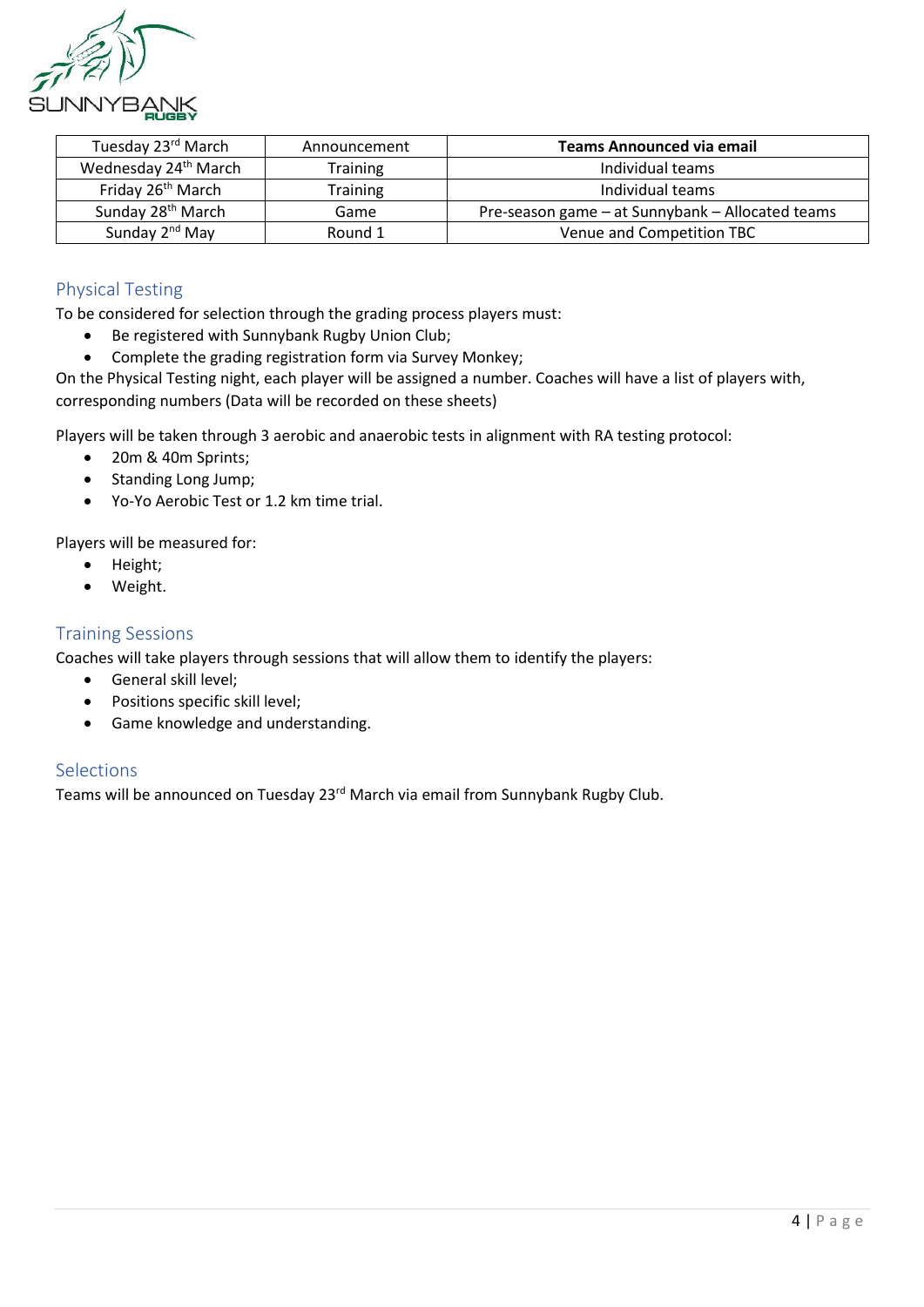| | | |
|---|---|---|
| Tuesday 23rd March | Announcement | **Teams Announced via email** |
| Wednesday 24th March | Training | Individual teams |
| Friday 26th March | Training | Individual teams |
| Sunday 28th March | Game | Pre-season game – at Sunnybank – Allocated teams |
| Sunday 2nd May | Round 1 | Venue and Competition TBC |

## Physical Testing

To be considered for selection through the grading process players must:

- Be registered with Sunnybank Rugby Union Club;
- Complete the grading registration form via Survey Monkey;

On the Physical Testing night, each player will be assigned a number. Coaches will have a list of players with, corresponding numbers (Data will be recorded on these sheets)

Players will be taken through 3 aerobic and anaerobic tests in alignment with RA testing protocol:

- 20m & 40m Sprints;
- Standing Long Jump;
- Yo-Yo Aerobic Test or 1.2 km time trial.

Players will be measured for:

- Height;
- Weight.

## Training Sessions

Coaches will take players through sessions that will allow them to identify the players:

- General skill level;
- Positions specific skill level;
- Game knowledge and understanding.

## Selections

Teams will be announced on Tuesday 23rd March via email from Sunnybank Rugby Club.